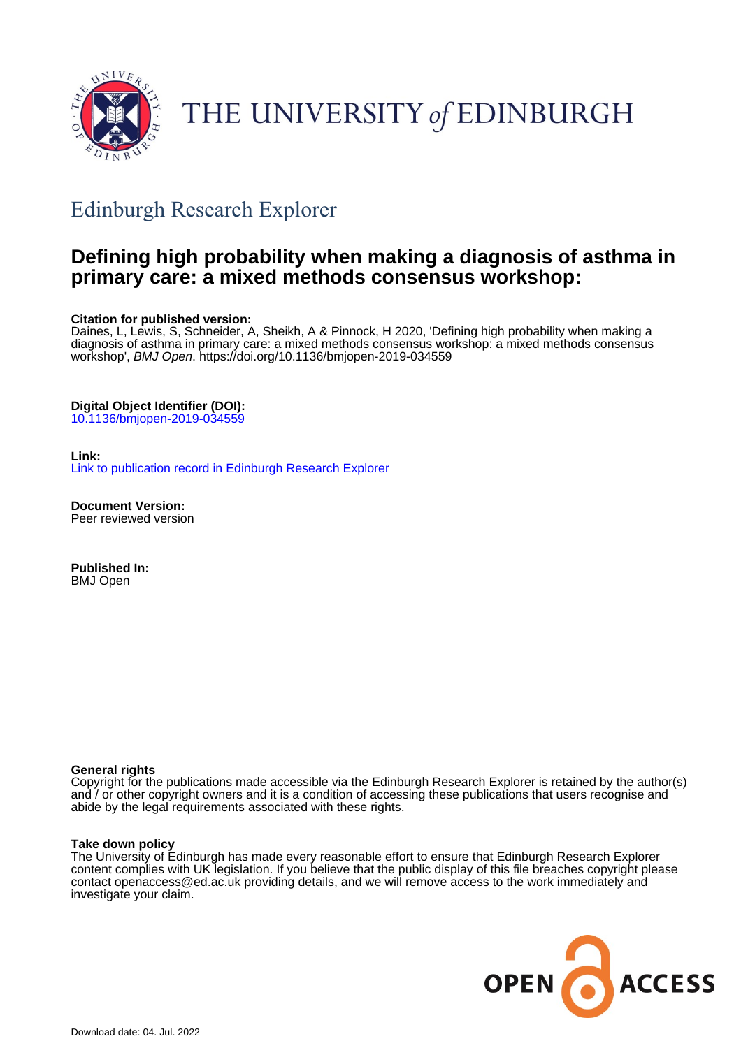THE UNIVERSITY of EDINBURGH

## Edinburgh Research Explorer

# Defining high probability when making a diagnosis of asthma in primary care: a mixed methods consensus workshop:

**Citation for published version:**
Daines, L, Lewis, S, Schneider, A, Sheikh, A & Pinnock, H 2020, 'Defining high probability when making a diagnosis of asthma in primary care: a mixed methods consensus workshop: a mixed methods consensus workshop', *BMJ Open*. https://doi.org/10.1136/bmjopen-2019-034559

**Digital Object Identifier (DOI):**
10.1136/bmjopen-2019-034559

**Link:**
Link to publication record in Edinburgh Research Explorer

**Document Version:**
Peer reviewed version

**Published In:**
BMJ Open

**General rights**
Copyright for the publications made accessible via the Edinburgh Research Explorer is retained by the author(s) and / or other copyright owners and it is a condition of accessing these publications that users recognise and abide by the legal requirements associated with these rights.

**Take down policy**
The University of Edinburgh has made every reasonable effort to ensure that Edinburgh Research Explorer content complies with UK legislation. If you believe that the public display of this file breaches copyright please contact openaccess@ed.ac.uk providing details, and we will remove access to the work immediately and investigate your claim.

Download date: 04. Jul. 2022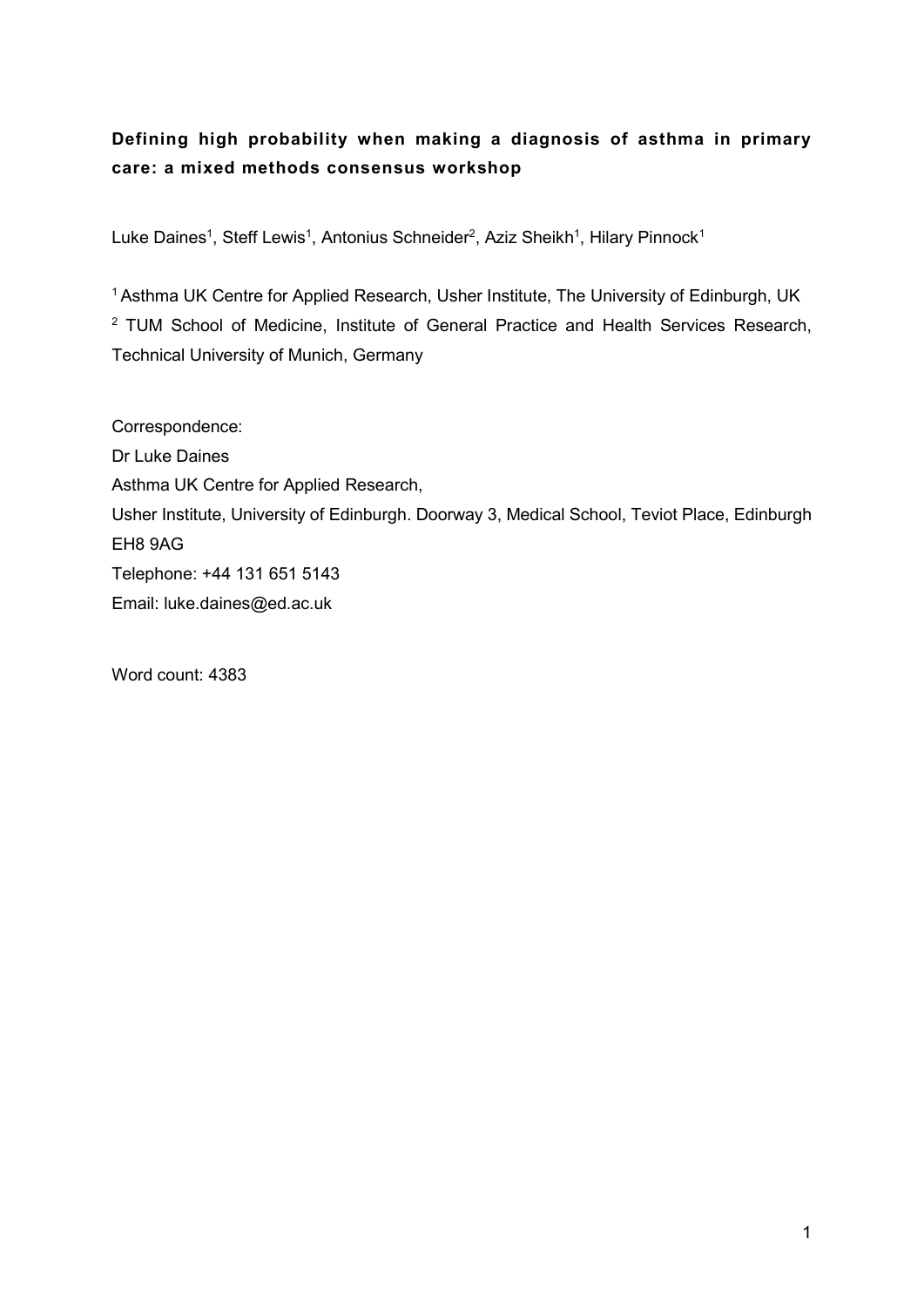**Defining high probability when making a diagnosis of asthma in primary care: a mixed methods consensus workshop**

Luke Daines[1], Steff Lewis[1], Antonius Schneider[2], Aziz Sheikh[1], Hilary Pinnock[1]

[1] Asthma UK Centre for Applied Research, Usher Institute, The University of Edinburgh, UK
[2] TUM School of Medicine, Institute of General Practice and Health Services Research, Technical University of Munich, Germany

Correspondence:
Dr Luke Daines
Asthma UK Centre for Applied Research,
Usher Institute, University of Edinburgh. Doorway 3, Medical School, Teviot Place, Edinburgh EH8 9AG
Telephone: +44 131 651 5143
Email: luke.daines@ed.ac.uk

Word count: 4383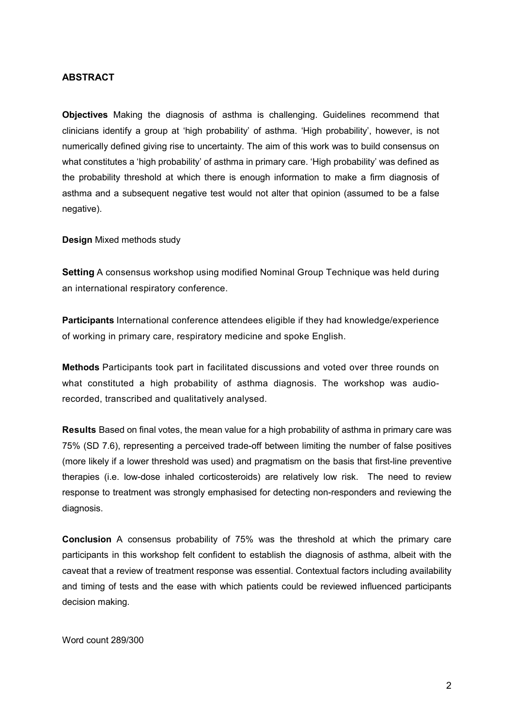## ABSTRACT

**Objectives** Making the diagnosis of asthma is challenging. Guidelines recommend that clinicians identify a group at 'high probability' of asthma. 'High probability', however, is not numerically defined giving rise to uncertainty. The aim of this work was to build consensus on what constitutes a 'high probability' of asthma in primary care. 'High probability' was defined as the probability threshold at which there is enough information to make a firm diagnosis of asthma and a subsequent negative test would not alter that opinion (assumed to be a false negative).

**Design** Mixed methods study

**Setting** A consensus workshop using modified Nominal Group Technique was held during an international respiratory conference.

**Participants** International conference attendees eligible if they had knowledge/experience of working in primary care, respiratory medicine and spoke English.

**Methods** Participants took part in facilitated discussions and voted over three rounds on what constituted a high probability of asthma diagnosis. The workshop was audio-recorded, transcribed and qualitatively analysed.

**Results** Based on final votes, the mean value for a high probability of asthma in primary care was 75% (SD 7.6), representing a perceived trade-off between limiting the number of false positives (more likely if a lower threshold was used) and pragmatism on the basis that first-line preventive therapies (i.e. low-dose inhaled corticosteroids) are relatively low risk. The need to review response to treatment was strongly emphasised for detecting non-responders and reviewing the diagnosis.

**Conclusion** A consensus probability of 75% was the threshold at which the primary care participants in this workshop felt confident to establish the diagnosis of asthma, albeit with the caveat that a review of treatment response was essential. Contextual factors including availability and timing of tests and the ease with which patients could be reviewed influenced participants decision making.

Word count 289/300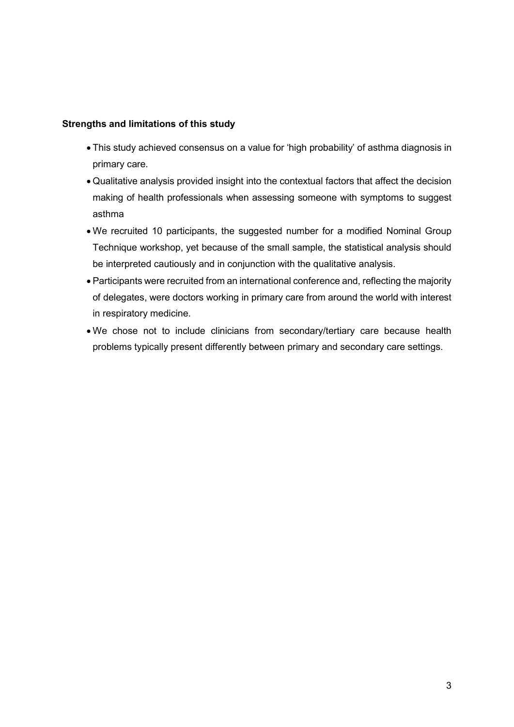**Strengths and limitations of this study**

- This study achieved consensus on a value for 'high probability' of asthma diagnosis in primary care.
- Qualitative analysis provided insight into the contextual factors that affect the decision making of health professionals when assessing someone with symptoms to suggest asthma
- We recruited 10 participants, the suggested number for a modified Nominal Group Technique workshop, yet because of the small sample, the statistical analysis should be interpreted cautiously and in conjunction with the qualitative analysis.
- Participants were recruited from an international conference and, reflecting the majority of delegates, were doctors working in primary care from around the world with interest in respiratory medicine.
- We chose not to include clinicians from secondary/tertiary care because health problems typically present differently between primary and secondary care settings.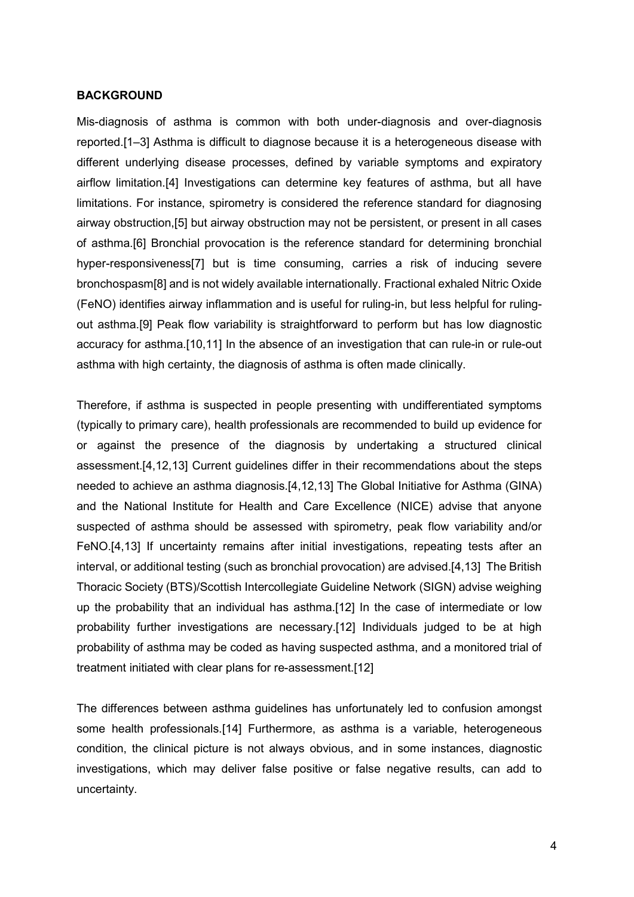## BACKGROUND

Mis-diagnosis of asthma is common with both under-diagnosis and over-diagnosis reported.[1–3] Asthma is difficult to diagnose because it is a heterogeneous disease with different underlying disease processes, defined by variable symptoms and expiratory airflow limitation.[4] Investigations can determine key features of asthma, but all have limitations. For instance, spirometry is considered the reference standard for diagnosing airway obstruction,[5] but airway obstruction may not be persistent, or present in all cases of asthma.[6] Bronchial provocation is the reference standard for determining bronchial hyper-responsiveness[7] but is time consuming, carries a risk of inducing severe bronchospasm[8] and is not widely available internationally. Fractional exhaled Nitric Oxide (FeNO) identifies airway inflammation and is useful for ruling-in, but less helpful for ruling-out asthma.[9] Peak flow variability is straightforward to perform but has low diagnostic accuracy for asthma.[10,11] In the absence of an investigation that can rule-in or rule-out asthma with high certainty, the diagnosis of asthma is often made clinically.

Therefore, if asthma is suspected in people presenting with undifferentiated symptoms (typically to primary care), health professionals are recommended to build up evidence for or against the presence of the diagnosis by undertaking a structured clinical assessment.[4,12,13] Current guidelines differ in their recommendations about the steps needed to achieve an asthma diagnosis.[4,12,13] The Global Initiative for Asthma (GINA) and the National Institute for Health and Care Excellence (NICE) advise that anyone suspected of asthma should be assessed with spirometry, peak flow variability and/or FeNO.[4,13] If uncertainty remains after initial investigations, repeating tests after an interval, or additional testing (such as bronchial provocation) are advised.[4,13] The British Thoracic Society (BTS)/Scottish Intercollegiate Guideline Network (SIGN) advise weighing up the probability that an individual has asthma.[12] In the case of intermediate or low probability further investigations are necessary.[12] Individuals judged to be at high probability of asthma may be coded as having suspected asthma, and a monitored trial of treatment initiated with clear plans for re-assessment.[12]

The differences between asthma guidelines has unfortunately led to confusion amongst some health professionals.[14] Furthermore, as asthma is a variable, heterogeneous condition, the clinical picture is not always obvious, and in some instances, diagnostic investigations, which may deliver false positive or false negative results, can add to uncertainty.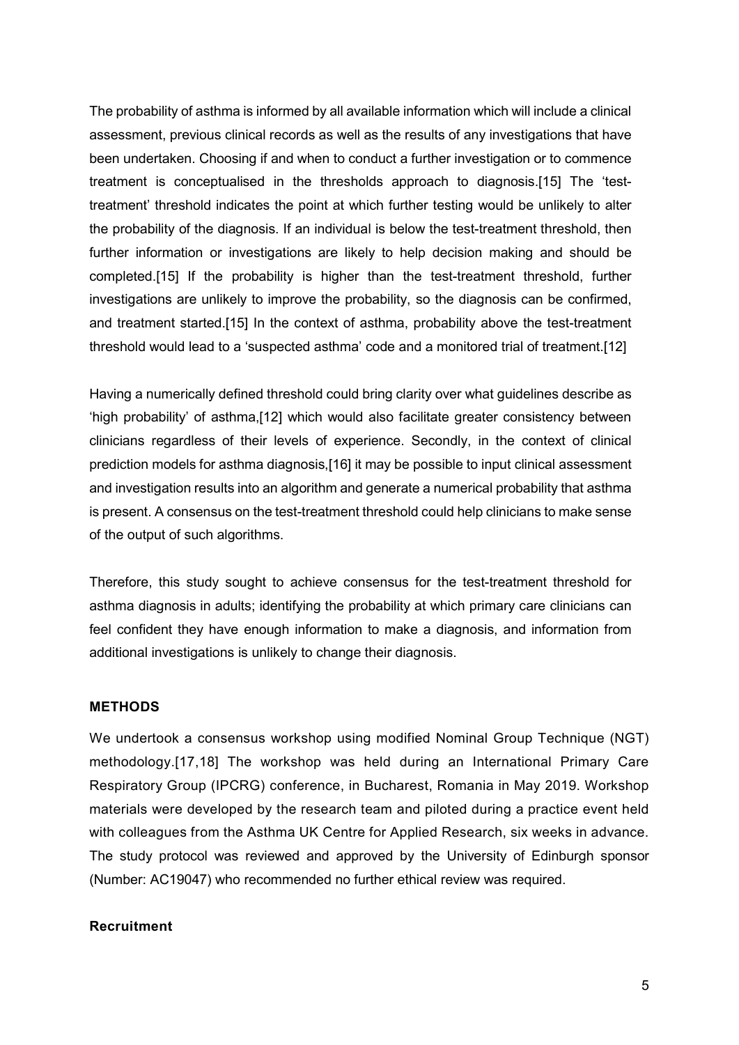The probability of asthma is informed by all available information which will include a clinical assessment, previous clinical records as well as the results of any investigations that have been undertaken. Choosing if and when to conduct a further investigation or to commence treatment is conceptualised in the thresholds approach to diagnosis.[15] The 'test-treatment' threshold indicates the point at which further testing would be unlikely to alter the probability of the diagnosis. If an individual is below the test-treatment threshold, then further information or investigations are likely to help decision making and should be completed.[15] If the probability is higher than the test-treatment threshold, further investigations are unlikely to improve the probability, so the diagnosis can be confirmed, and treatment started.[15] In the context of asthma, probability above the test-treatment threshold would lead to a 'suspected asthma' code and a monitored trial of treatment.[12]

Having a numerically defined threshold could bring clarity over what guidelines describe as 'high probability' of asthma,[12] which would also facilitate greater consistency between clinicians regardless of their levels of experience. Secondly, in the context of clinical prediction models for asthma diagnosis,[16] it may be possible to input clinical assessment and investigation results into an algorithm and generate a numerical probability that asthma is present. A consensus on the test-treatment threshold could help clinicians to make sense of the output of such algorithms.

Therefore, this study sought to achieve consensus for the test-treatment threshold for asthma diagnosis in adults; identifying the probability at which primary care clinicians can feel confident they have enough information to make a diagnosis, and information from additional investigations is unlikely to change their diagnosis.

## METHODS

We undertook a consensus workshop using modified Nominal Group Technique (NGT) methodology.[17,18] The workshop was held during an International Primary Care Respiratory Group (IPCRG) conference, in Bucharest, Romania in May 2019. Workshop materials were developed by the research team and piloted during a practice event held with colleagues from the Asthma UK Centre for Applied Research, six weeks in advance. The study protocol was reviewed and approved by the University of Edinburgh sponsor (Number: AC19047) who recommended no further ethical review was required.

### Recruitment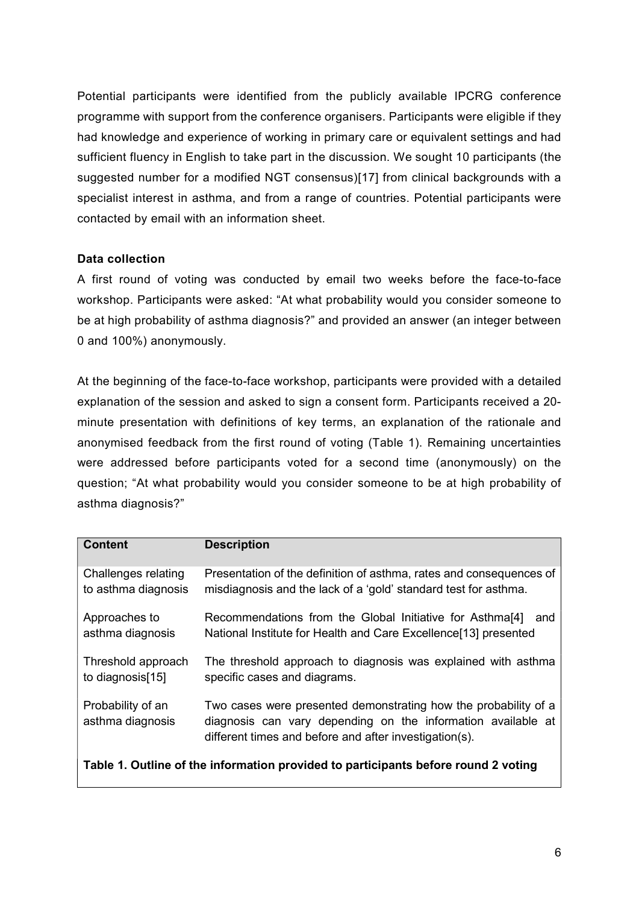Potential participants were identified from the publicly available IPCRG conference programme with support from the conference organisers. Participants were eligible if they had knowledge and experience of working in primary care or equivalent settings and had sufficient fluency in English to take part in the discussion. We sought 10 participants (the suggested number for a modified NGT consensus)[17] from clinical backgrounds with a specialist interest in asthma, and from a range of countries. Potential participants were contacted by email with an information sheet.

**Data collection**

A first round of voting was conducted by email two weeks before the face-to-face workshop. Participants were asked: "At what probability would you consider someone to be at high probability of asthma diagnosis?" and provided an answer (an integer between 0 and 100%) anonymously.

At the beginning of the face-to-face workshop, participants were provided with a detailed explanation of the session and asked to sign a consent form. Participants received a 20-minute presentation with definitions of key terms, an explanation of the rationale and anonymised feedback from the first round of voting (Table 1). Remaining uncertainties were addressed before participants voted for a second time (anonymously) on the question; "At what probability would you consider someone to be at high probability of asthma diagnosis?"

| Content | Description |
| --- | --- |
| Challenges relating to asthma diagnosis | Presentation of the definition of asthma, rates and consequences of misdiagnosis and the lack of a 'gold' standard test for asthma. |
| Approaches to asthma diagnosis | Recommendations from the Global Initiative for Asthma[4] and National Institute for Health and Care Excellence[13] presented |
| Threshold approach to diagnosis[15] | The threshold approach to diagnosis was explained with asthma specific cases and diagrams. |
| Probability of an asthma diagnosis | Two cases were presented demonstrating how the probability of a diagnosis can vary depending on the information available at different times and before and after investigation(s). |

**Table 1. Outline of the information provided to participants before round 2 voting**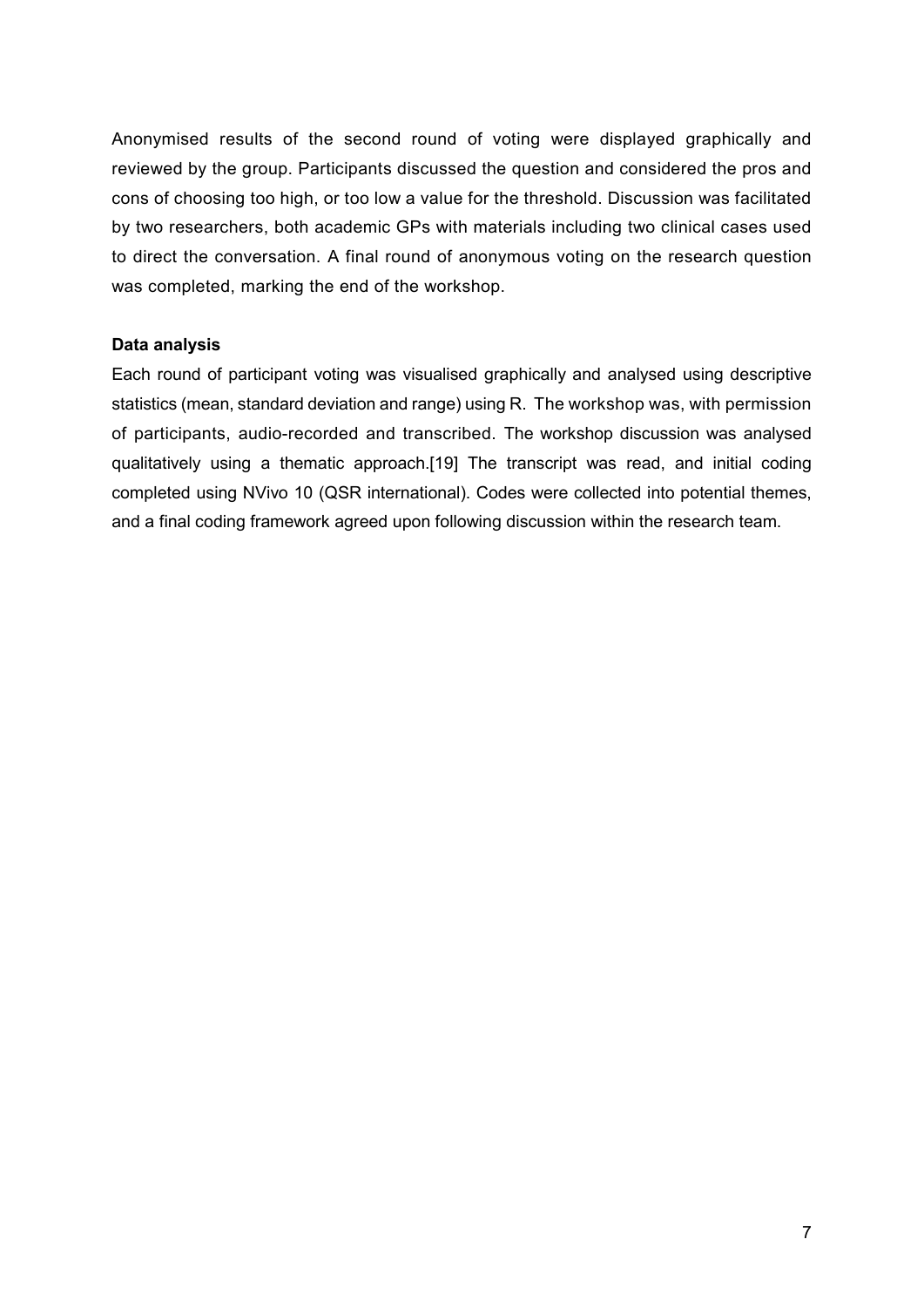Anonymised results of the second round of voting were displayed graphically and reviewed by the group. Participants discussed the question and considered the pros and cons of choosing too high, or too low a value for the threshold. Discussion was facilitated by two researchers, both academic GPs with materials including two clinical cases used to direct the conversation. A final round of anonymous voting on the research question was completed, marking the end of the workshop.

**Data analysis**

Each round of participant voting was visualised graphically and analysed using descriptive statistics (mean, standard deviation and range) using R. The workshop was, with permission of participants, audio-recorded and transcribed. The workshop discussion was analysed qualitatively using a thematic approach.[19] The transcript was read, and initial coding completed using NVivo 10 (QSR international). Codes were collected into potential themes, and a final coding framework agreed upon following discussion within the research team.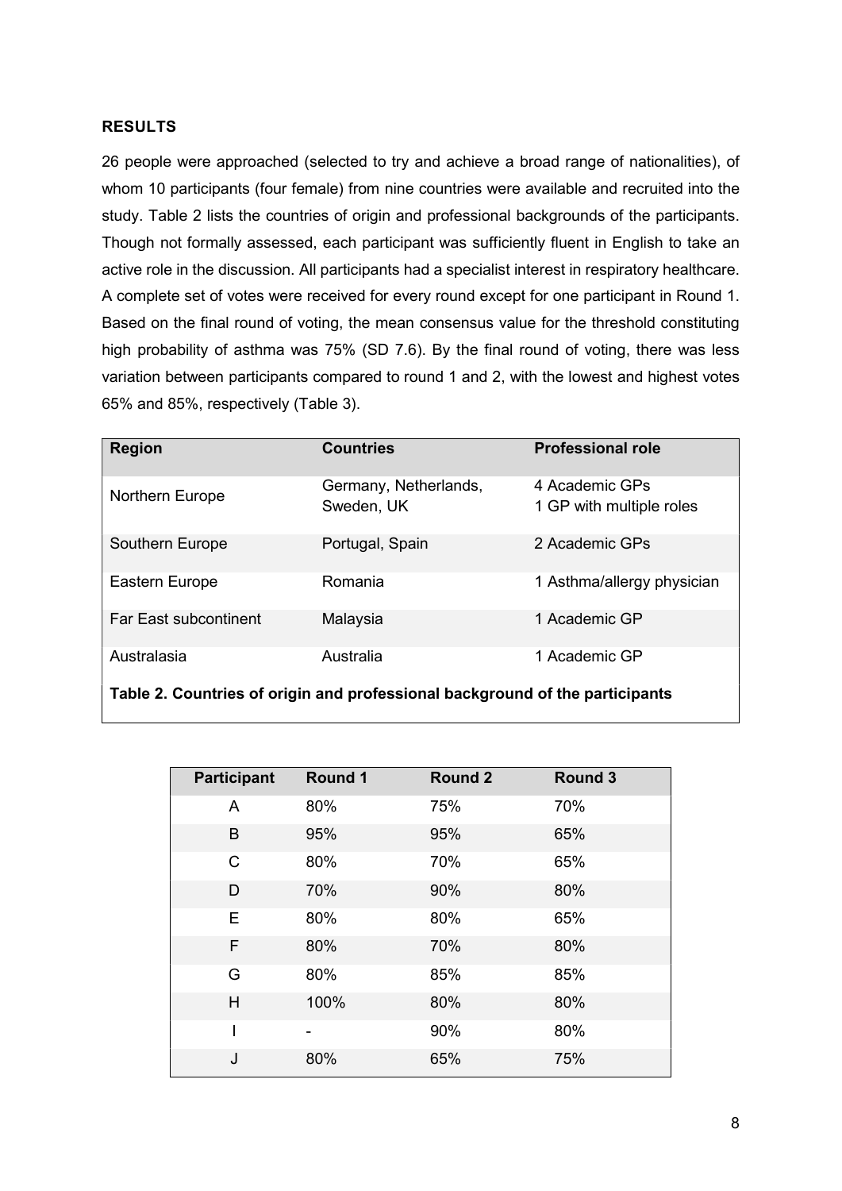## RESULTS

26 people were approached (selected to try and achieve a broad range of nationalities), of whom 10 participants (four female) from nine countries were available and recruited into the study. Table 2 lists the countries of origin and professional backgrounds of the participants. Though not formally assessed, each participant was sufficiently fluent in English to take an active role in the discussion. All participants had a specialist interest in respiratory healthcare. A complete set of votes were received for every round except for one participant in Round 1. Based on the final round of voting, the mean consensus value for the threshold constituting high probability of asthma was 75% (SD 7.6). By the final round of voting, there was less variation between participants compared to round 1 and 2, with the lowest and highest votes 65% and 85%, respectively (Table 3).

| Region | Countries | Professional role |
|---|---|---|
| Northern Europe | Germany, Netherlands, Sweden, UK | 4 Academic GPs<br>1 GP with multiple roles |
| Southern Europe | Portugal, Spain | 2 Academic GPs |
| Eastern Europe | Romania | 1 Asthma/allergy physician |
| Far East subcontinent | Malaysia | 1 Academic GP |
| Australasia | Australia | 1 Academic GP |

**Table 2. Countries of origin and professional background of the participants**

| Participant | Round 1 | Round 2 | Round 3 |
|---|---|---|---|
| A | 80% | 75% | 70% |
| B | 95% | 95% | 65% |
| C | 80% | 70% | 65% |
| D | 70% | 90% | 80% |
| E | 80% | 80% | 65% |
| F | 80% | 70% | 80% |
| G | 80% | 85% | 85% |
| H | 100% | 80% | 80% |
| I | - | 90% | 80% |
| J | 80% | 65% | 75% |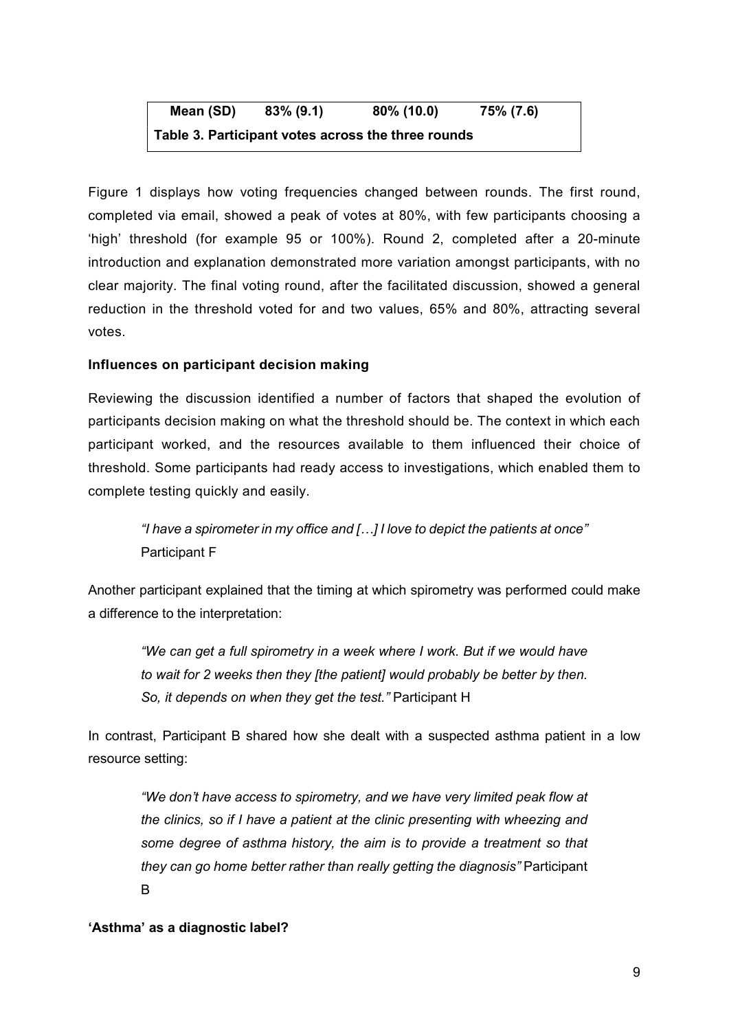| Mean (SD) | 83% (9.1) | 80% (10.0) | 75% (7.6) |
|---|---|---|---|

**Table 3. Participant votes across the three rounds**

Figure 1 displays how voting frequencies changed between rounds. The first round, completed via email, showed a peak of votes at 80%, with few participants choosing a 'high' threshold (for example 95 or 100%). Round 2, completed after a 20-minute introduction and explanation demonstrated more variation amongst participants, with no clear majority. The final voting round, after the facilitated discussion, showed a general reduction in the threshold voted for and two values, 65% and 80%, attracting several votes.

**Influences on participant decision making**

Reviewing the discussion identified a number of factors that shaped the evolution of participants decision making on what the threshold should be. The context in which each participant worked, and the resources available to them influenced their choice of threshold. Some participants had ready access to investigations, which enabled them to complete testing quickly and easily.

> *"I have a spirometer in my office and […] I love to depict the patients at once"* Participant F

Another participant explained that the timing at which spirometry was performed could make a difference to the interpretation:

> *"We can get a full spirometry in a week where I work. But if we would have to wait for 2 weeks then they [the patient] would probably be better by then. So, it depends on when they get the test."* Participant H

In contrast, Participant B shared how she dealt with a suspected asthma patient in a low resource setting:

> *"We don't have access to spirometry, and we have very limited peak flow at the clinics, so if I have a patient at the clinic presenting with wheezing and some degree of asthma history, the aim is to provide a treatment so that they can go home better rather than really getting the diagnosis"* Participant B

**'Asthma' as a diagnostic label?**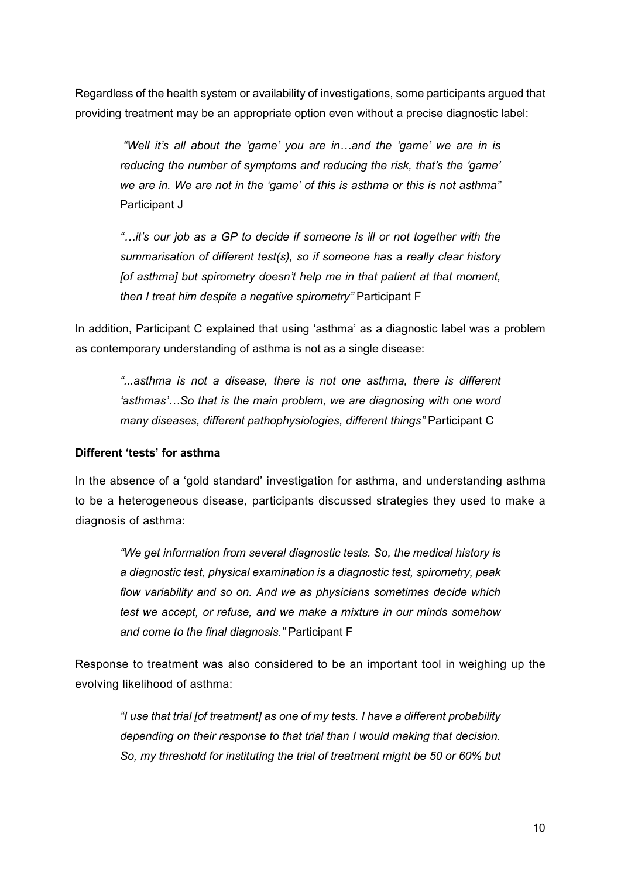Regardless of the health system or availability of investigations, some participants argued that providing treatment may be an appropriate option even without a precise diagnostic label:

> *"Well it's all about the 'game' you are in…and the 'game' we are in is reducing the number of symptoms and reducing the risk, that's the 'game' we are in. We are not in the 'game' of this is asthma or this is not asthma"* Participant J

> *"…it's our job as a GP to decide if someone is ill or not together with the summarisation of different test(s), so if someone has a really clear history [of asthma] but spirometry doesn't help me in that patient at that moment, then I treat him despite a negative spirometry"* Participant F

In addition, Participant C explained that using 'asthma' as a diagnostic label was a problem as contemporary understanding of asthma is not as a single disease:

> *"...asthma is not a disease, there is not one asthma, there is different 'asthmas'…So that is the main problem, we are diagnosing with one word many diseases, different pathophysiologies, different things"* Participant C

**Different 'tests' for asthma**

In the absence of a 'gold standard' investigation for asthma, and understanding asthma to be a heterogeneous disease, participants discussed strategies they used to make a diagnosis of asthma:

> *"We get information from several diagnostic tests. So, the medical history is a diagnostic test, physical examination is a diagnostic test, spirometry, peak flow variability and so on. And we as physicians sometimes decide which test we accept, or refuse, and we make a mixture in our minds somehow and come to the final diagnosis."* Participant F

Response to treatment was also considered to be an important tool in weighing up the evolving likelihood of asthma:

> *"I use that trial [of treatment] as one of my tests. I have a different probability depending on their response to that trial than I would making that decision. So, my threshold for instituting the trial of treatment might be 50 or 60% but*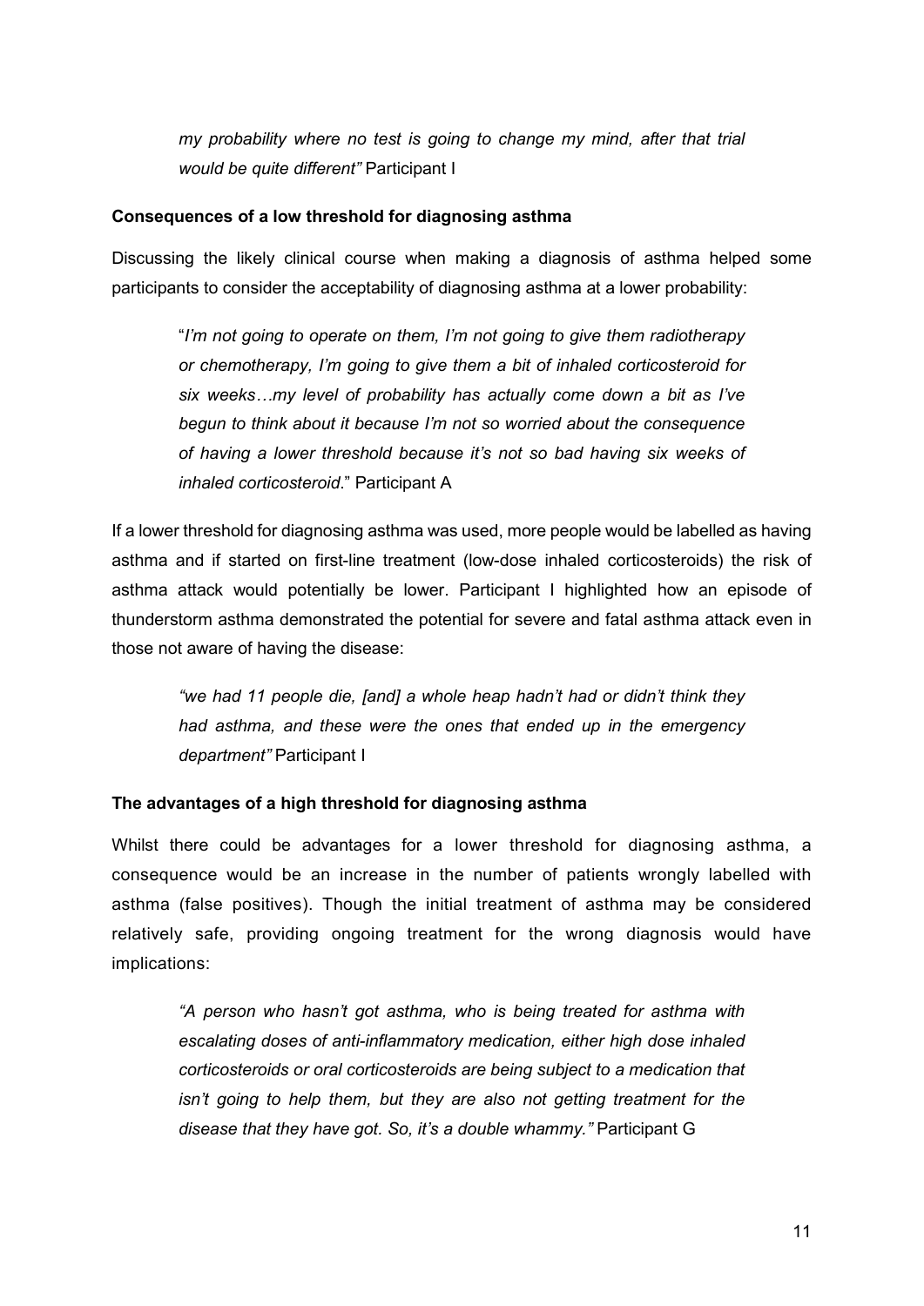> *my probability where no test is going to change my mind, after that trial would be quite different"* Participant I

**Consequences of a low threshold for diagnosing asthma**

Discussing the likely clinical course when making a diagnosis of asthma helped some participants to consider the acceptability of diagnosing asthma at a lower probability:

> "*I'm not going to operate on them, I'm not going to give them radiotherapy or chemotherapy, I'm going to give them a bit of inhaled corticosteroid for six weeks…my level of probability has actually come down a bit as I've begun to think about it because I'm not so worried about the consequence of having a lower threshold because it's not so bad having six weeks of inhaled corticosteroid*." Participant A

If a lower threshold for diagnosing asthma was used, more people would be labelled as having asthma and if started on first-line treatment (low-dose inhaled corticosteroids) the risk of asthma attack would potentially be lower. Participant I highlighted how an episode of thunderstorm asthma demonstrated the potential for severe and fatal asthma attack even in those not aware of having the disease:

> *"we had 11 people die, [and] a whole heap hadn't had or didn't think they had asthma, and these were the ones that ended up in the emergency department"* Participant I

**The advantages of a high threshold for diagnosing asthma**

Whilst there could be advantages for a lower threshold for diagnosing asthma, a consequence would be an increase in the number of patients wrongly labelled with asthma (false positives). Though the initial treatment of asthma may be considered relatively safe, providing ongoing treatment for the wrong diagnosis would have implications:

> *"A person who hasn't got asthma, who is being treated for asthma with escalating doses of anti-inflammatory medication, either high dose inhaled corticosteroids or oral corticosteroids are being subject to a medication that isn't going to help them, but they are also not getting treatment for the disease that they have got. So, it's a double whammy."* Participant G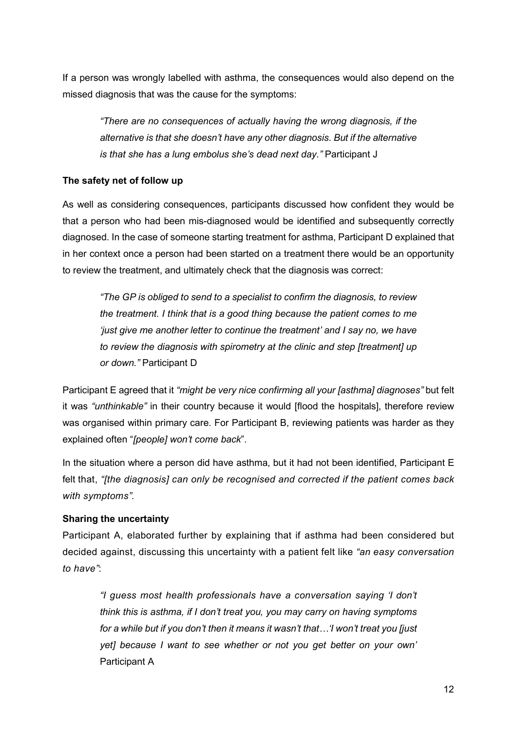If a person was wrongly labelled with asthma, the consequences would also depend on the missed diagnosis that was the cause for the symptoms:

> *"There are no consequences of actually having the wrong diagnosis, if the alternative is that she doesn't have any other diagnosis. But if the alternative is that she has a lung embolus she's dead next day."* Participant J

**The safety net of follow up**

As well as considering consequences, participants discussed how confident they would be that a person who had been mis-diagnosed would be identified and subsequently correctly diagnosed. In the case of someone starting treatment for asthma, Participant D explained that in her context once a person had been started on a treatment there would be an opportunity to review the treatment, and ultimately check that the diagnosis was correct:

> *"The GP is obliged to send to a specialist to confirm the diagnosis, to review the treatment. I think that is a good thing because the patient comes to me 'just give me another letter to continue the treatment' and I say no, we have to review the diagnosis with spirometry at the clinic and step [treatment] up or down."* Participant D

Participant E agreed that it *"might be very nice confirming all your [asthma] diagnoses"* but felt it was *"unthinkable"* in their country because it would [flood the hospitals], therefore review was organised within primary care. For Participant B, reviewing patients was harder as they explained often "*[people] won't come back*".

In the situation where a person did have asthma, but it had not been identified, Participant E felt that, *"[the diagnosis] can only be recognised and corrected if the patient comes back with symptoms".*

**Sharing the uncertainty**

Participant A, elaborated further by explaining that if asthma had been considered but decided against, discussing this uncertainty with a patient felt like *"an easy conversation to have"*:

> *"I guess most health professionals have a conversation saying 'I don't think this is asthma, if I don't treat you, you may carry on having symptoms for a while but if you don't then it means it wasn't that…'I won't treat you [just yet] because I want to see whether or not you get better on your own'* Participant A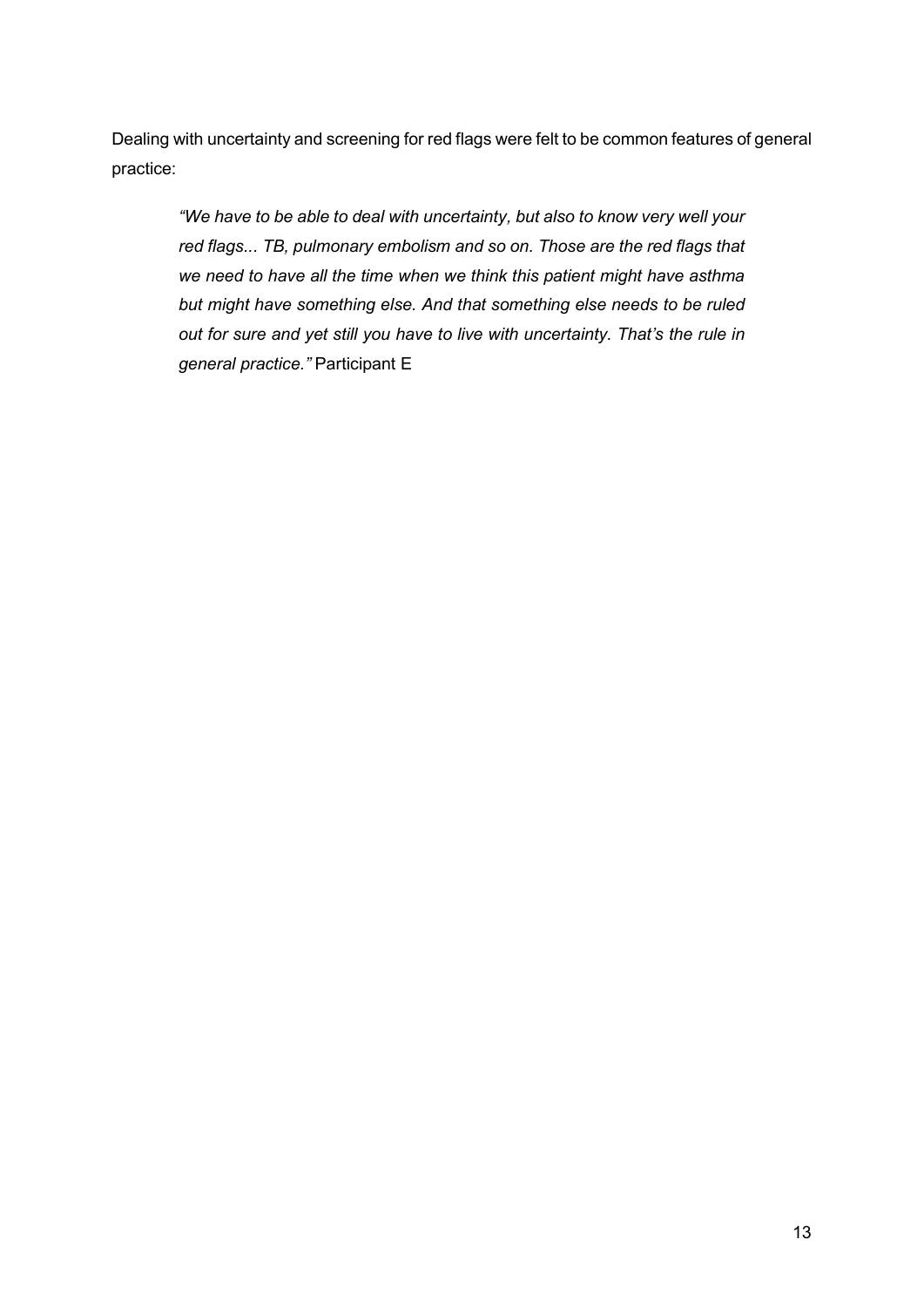Dealing with uncertainty and screening for red flags were felt to be common features of general practice:

> *"We have to be able to deal with uncertainty, but also to know very well your red flags... TB, pulmonary embolism and so on. Those are the red flags that we need to have all the time when we think this patient might have asthma but might have something else. And that something else needs to be ruled out for sure and yet still you have to live with uncertainty. That's the rule in general practice."* Participant E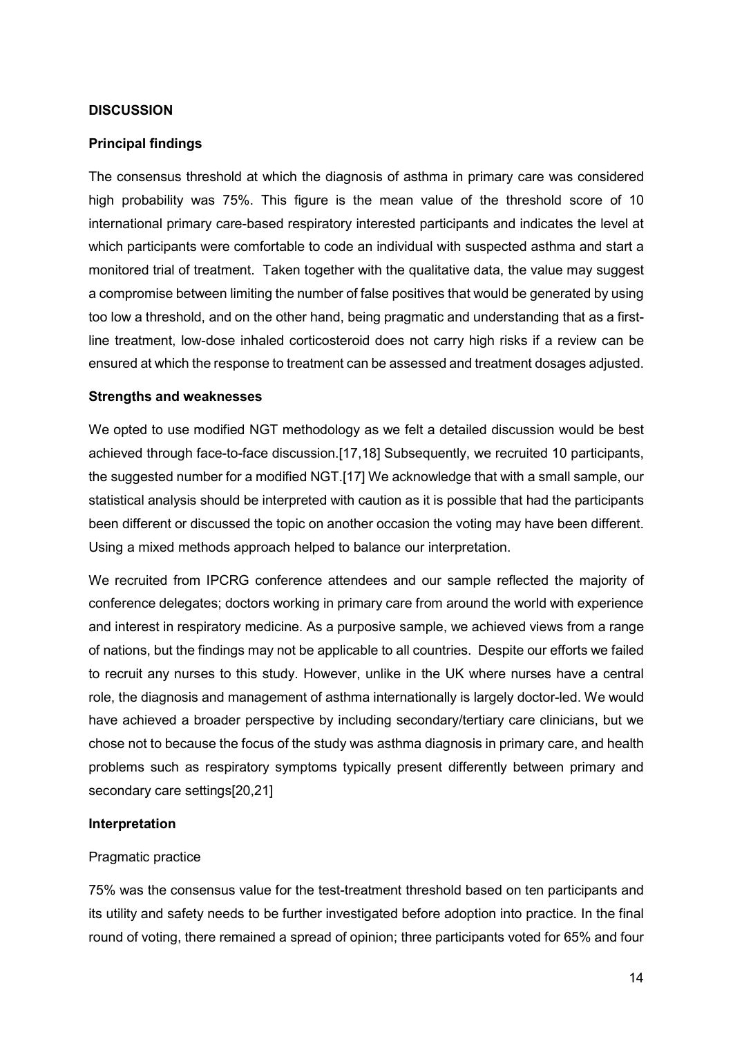## DISCUSSION

### Principal findings

The consensus threshold at which the diagnosis of asthma in primary care was considered high probability was 75%. This figure is the mean value of the threshold score of 10 international primary care-based respiratory interested participants and indicates the level at which participants were comfortable to code an individual with suspected asthma and start a monitored trial of treatment. Taken together with the qualitative data, the value may suggest a compromise between limiting the number of false positives that would be generated by using too low a threshold, and on the other hand, being pragmatic and understanding that as a first-line treatment, low-dose inhaled corticosteroid does not carry high risks if a review can be ensured at which the response to treatment can be assessed and treatment dosages adjusted.

### Strengths and weaknesses

We opted to use modified NGT methodology as we felt a detailed discussion would be best achieved through face-to-face discussion.[17,18] Subsequently, we recruited 10 participants, the suggested number for a modified NGT.[17] We acknowledge that with a small sample, our statistical analysis should be interpreted with caution as it is possible that had the participants been different or discussed the topic on another occasion the voting may have been different. Using a mixed methods approach helped to balance our interpretation.

We recruited from IPCRG conference attendees and our sample reflected the majority of conference delegates; doctors working in primary care from around the world with experience and interest in respiratory medicine. As a purposive sample, we achieved views from a range of nations, but the findings may not be applicable to all countries. Despite our efforts we failed to recruit any nurses to this study. However, unlike in the UK where nurses have a central role, the diagnosis and management of asthma internationally is largely doctor-led. We would have achieved a broader perspective by including secondary/tertiary care clinicians, but we chose not to because the focus of the study was asthma diagnosis in primary care, and health problems such as respiratory symptoms typically present differently between primary and secondary care settings[20,21]

### Interpretation

Pragmatic practice

75% was the consensus value for the test-treatment threshold based on ten participants and its utility and safety needs to be further investigated before adoption into practice. In the final round of voting, there remained a spread of opinion; three participants voted for 65% and four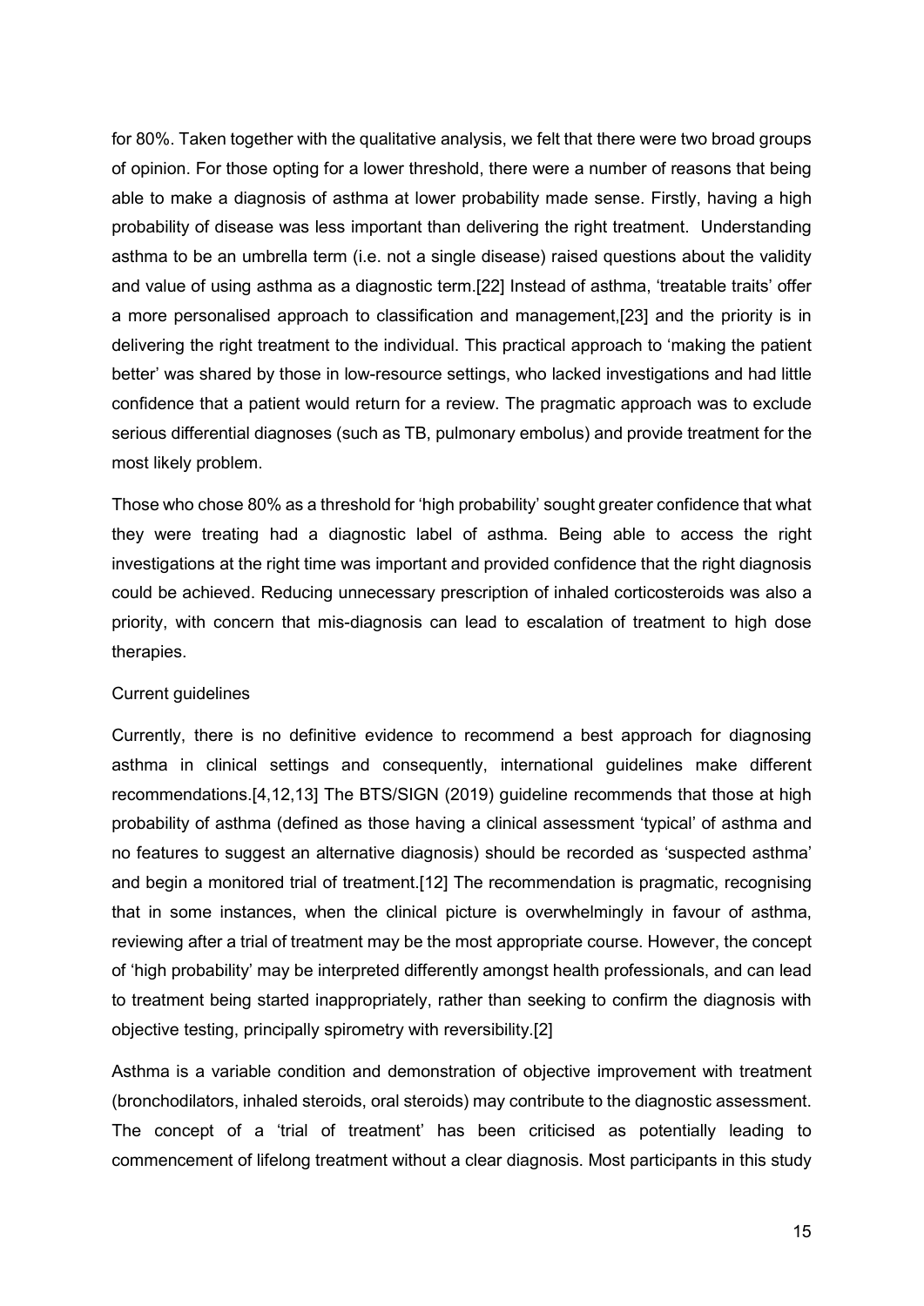for 80%. Taken together with the qualitative analysis, we felt that there were two broad groups of opinion. For those opting for a lower threshold, there were a number of reasons that being able to make a diagnosis of asthma at lower probability made sense. Firstly, having a high probability of disease was less important than delivering the right treatment. Understanding asthma to be an umbrella term (i.e. not a single disease) raised questions about the validity and value of using asthma as a diagnostic term.[22] Instead of asthma, 'treatable traits' offer a more personalised approach to classification and management,[23] and the priority is in delivering the right treatment to the individual. This practical approach to 'making the patient better' was shared by those in low-resource settings, who lacked investigations and had little confidence that a patient would return for a review. The pragmatic approach was to exclude serious differential diagnoses (such as TB, pulmonary embolus) and provide treatment for the most likely problem.

Those who chose 80% as a threshold for 'high probability' sought greater confidence that what they were treating had a diagnostic label of asthma. Being able to access the right investigations at the right time was important and provided confidence that the right diagnosis could be achieved. Reducing unnecessary prescription of inhaled corticosteroids was also a priority, with concern that mis-diagnosis can lead to escalation of treatment to high dose therapies.

### Current guidelines

Currently, there is no definitive evidence to recommend a best approach for diagnosing asthma in clinical settings and consequently, international guidelines make different recommendations.[4,12,13] The BTS/SIGN (2019) guideline recommends that those at high probability of asthma (defined as those having a clinical assessment 'typical' of asthma and no features to suggest an alternative diagnosis) should be recorded as 'suspected asthma' and begin a monitored trial of treatment.[12] The recommendation is pragmatic, recognising that in some instances, when the clinical picture is overwhelmingly in favour of asthma, reviewing after a trial of treatment may be the most appropriate course. However, the concept of 'high probability' may be interpreted differently amongst health professionals, and can lead to treatment being started inappropriately, rather than seeking to confirm the diagnosis with objective testing, principally spirometry with reversibility.[2]

Asthma is a variable condition and demonstration of objective improvement with treatment (bronchodilators, inhaled steroids, oral steroids) may contribute to the diagnostic assessment. The concept of a 'trial of treatment' has been criticised as potentially leading to commencement of lifelong treatment without a clear diagnosis. Most participants in this study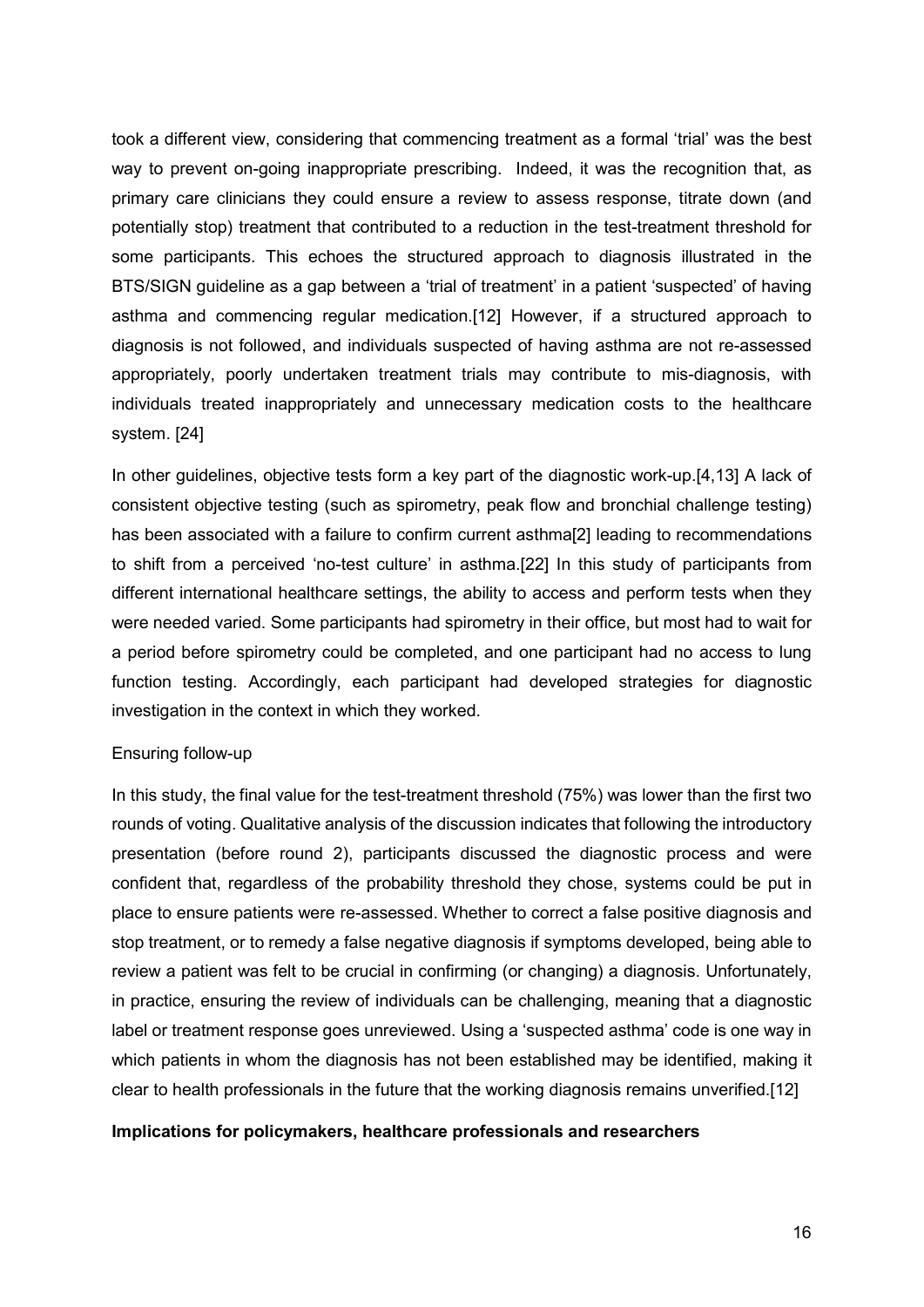took a different view, considering that commencing treatment as a formal 'trial' was the best way to prevent on-going inappropriate prescribing. Indeed, it was the recognition that, as primary care clinicians they could ensure a review to assess response, titrate down (and potentially stop) treatment that contributed to a reduction in the test-treatment threshold for some participants. This echoes the structured approach to diagnosis illustrated in the BTS/SIGN guideline as a gap between a 'trial of treatment' in a patient 'suspected' of having asthma and commencing regular medication.[12] However, if a structured approach to diagnosis is not followed, and individuals suspected of having asthma are not re-assessed appropriately, poorly undertaken treatment trials may contribute to mis-diagnosis, with individuals treated inappropriately and unnecessary medication costs to the healthcare system. [24]

In other guidelines, objective tests form a key part of the diagnostic work-up.[4,13] A lack of consistent objective testing (such as spirometry, peak flow and bronchial challenge testing) has been associated with a failure to confirm current asthma[2] leading to recommendations to shift from a perceived 'no-test culture' in asthma.[22] In this study of participants from different international healthcare settings, the ability to access and perform tests when they were needed varied. Some participants had spirometry in their office, but most had to wait for a period before spirometry could be completed, and one participant had no access to lung function testing. Accordingly, each participant had developed strategies for diagnostic investigation in the context in which they worked.

Ensuring follow-up

In this study, the final value for the test-treatment threshold (75%) was lower than the first two rounds of voting. Qualitative analysis of the discussion indicates that following the introductory presentation (before round 2), participants discussed the diagnostic process and were confident that, regardless of the probability threshold they chose, systems could be put in place to ensure patients were re-assessed. Whether to correct a false positive diagnosis and stop treatment, or to remedy a false negative diagnosis if symptoms developed, being able to review a patient was felt to be crucial in confirming (or changing) a diagnosis. Unfortunately, in practice, ensuring the review of individuals can be challenging, meaning that a diagnostic label or treatment response goes unreviewed. Using a 'suspected asthma' code is one way in which patients in whom the diagnosis has not been established may be identified, making it clear to health professionals in the future that the working diagnosis remains unverified.[12]

**Implications for policymakers, healthcare professionals and researchers**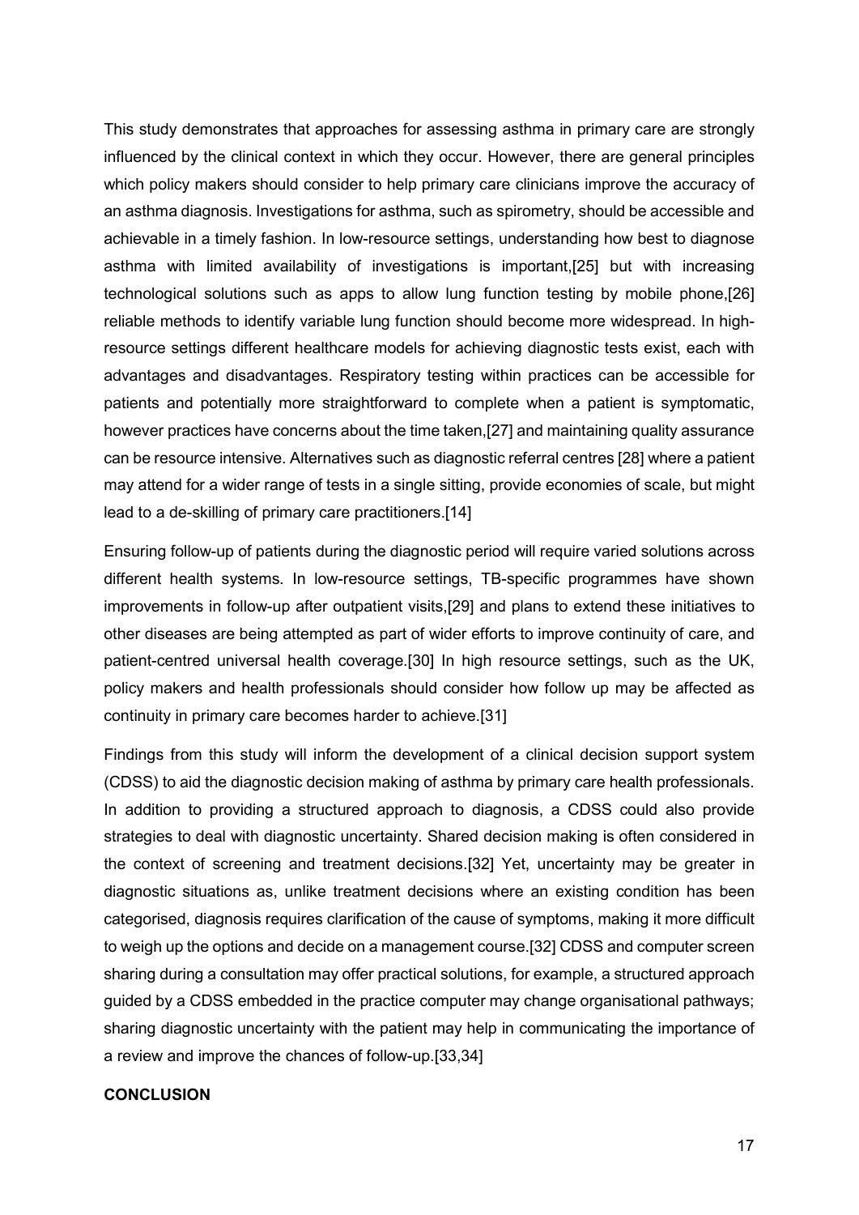This study demonstrates that approaches for assessing asthma in primary care are strongly influenced by the clinical context in which they occur. However, there are general principles which policy makers should consider to help primary care clinicians improve the accuracy of an asthma diagnosis. Investigations for asthma, such as spirometry, should be accessible and achievable in a timely fashion. In low-resource settings, understanding how best to diagnose asthma with limited availability of investigations is important,[25] but with increasing technological solutions such as apps to allow lung function testing by mobile phone,[26] reliable methods to identify variable lung function should become more widespread. In high-resource settings different healthcare models for achieving diagnostic tests exist, each with advantages and disadvantages. Respiratory testing within practices can be accessible for patients and potentially more straightforward to complete when a patient is symptomatic, however practices have concerns about the time taken,[27] and maintaining quality assurance can be resource intensive. Alternatives such as diagnostic referral centres [28] where a patient may attend for a wider range of tests in a single sitting, provide economies of scale, but might lead to a de-skilling of primary care practitioners.[14]

Ensuring follow-up of patients during the diagnostic period will require varied solutions across different health systems. In low-resource settings, TB-specific programmes have shown improvements in follow-up after outpatient visits,[29] and plans to extend these initiatives to other diseases are being attempted as part of wider efforts to improve continuity of care, and patient-centred universal health coverage.[30] In high resource settings, such as the UK, policy makers and health professionals should consider how follow up may be affected as continuity in primary care becomes harder to achieve.[31]

Findings from this study will inform the development of a clinical decision support system (CDSS) to aid the diagnostic decision making of asthma by primary care health professionals. In addition to providing a structured approach to diagnosis, a CDSS could also provide strategies to deal with diagnostic uncertainty. Shared decision making is often considered in the context of screening and treatment decisions.[32] Yet, uncertainty may be greater in diagnostic situations as, unlike treatment decisions where an existing condition has been categorised, diagnosis requires clarification of the cause of symptoms, making it more difficult to weigh up the options and decide on a management course.[32] CDSS and computer screen sharing during a consultation may offer practical solutions, for example, a structured approach guided by a CDSS embedded in the practice computer may change organisational pathways; sharing diagnostic uncertainty with the patient may help in communicating the importance of a review and improve the chances of follow-up.[33,34]

## CONCLUSION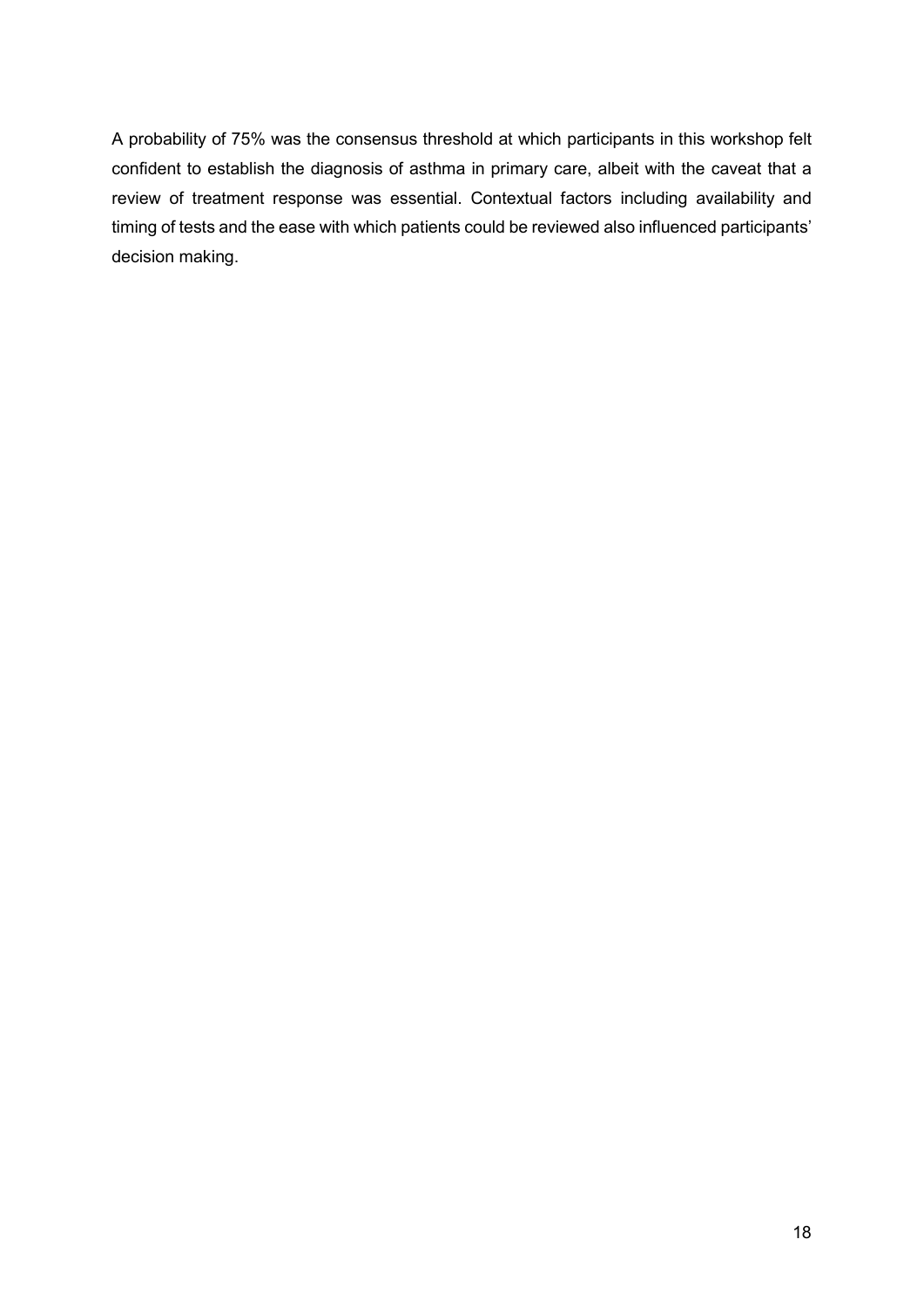A probability of 75% was the consensus threshold at which participants in this workshop felt confident to establish the diagnosis of asthma in primary care, albeit with the caveat that a review of treatment response was essential. Contextual factors including availability and timing of tests and the ease with which patients could be reviewed also influenced participants' decision making.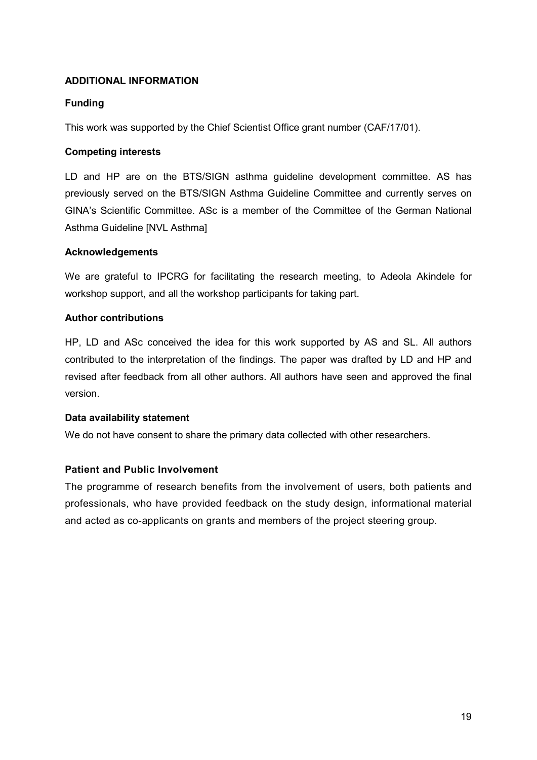## ADDITIONAL INFORMATION

### Funding

This work was supported by the Chief Scientist Office grant number (CAF/17/01).

### Competing interests

LD and HP are on the BTS/SIGN asthma guideline development committee. AS has previously served on the BTS/SIGN Asthma Guideline Committee and currently serves on GINA's Scientific Committee. ASc is a member of the Committee of the German National Asthma Guideline [NVL Asthma]

### Acknowledgements

We are grateful to IPCRG for facilitating the research meeting, to Adeola Akindele for workshop support, and all the workshop participants for taking part.

### Author contributions

HP, LD and ASc conceived the idea for this work supported by AS and SL. All authors contributed to the interpretation of the findings. The paper was drafted by LD and HP and revised after feedback from all other authors. All authors have seen and approved the final version.

### Data availability statement

We do not have consent to share the primary data collected with other researchers.

### Patient and Public Involvement

The programme of research benefits from the involvement of users, both patients and professionals, who have provided feedback on the study design, informational material and acted as co-applicants on grants and members of the project steering group.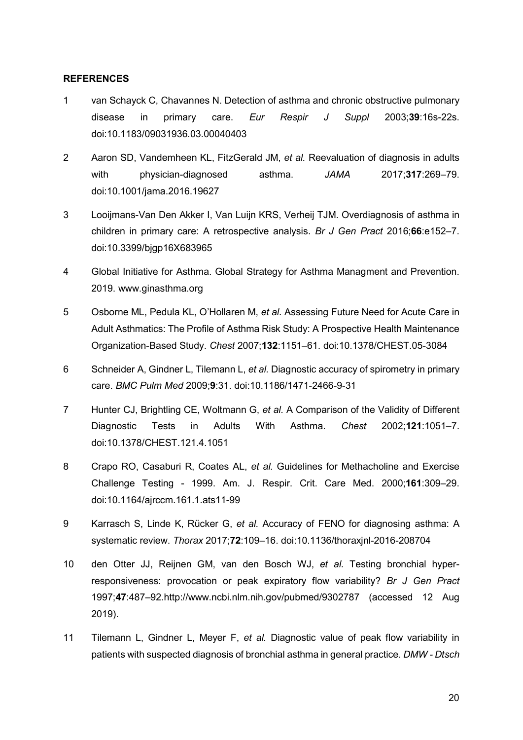**REFERENCES**

1. van Schayck C, Chavannes N. Detection of asthma and chronic obstructive pulmonary disease in primary care. *Eur Respir J Suppl* 2003;**39**:16s-22s. doi:10.1183/09031936.03.00040403

2. Aaron SD, Vandemheen KL, FitzGerald JM, *et al.* Reevaluation of diagnosis in adults with physician-diagnosed asthma. *JAMA* 2017;**317**:269–79. doi:10.1001/jama.2016.19627

3. Looijmans-Van Den Akker I, Van Luijn KRS, Verheij TJM. Overdiagnosis of asthma in children in primary care: A retrospective analysis. *Br J Gen Pract* 2016;**66**:e152–7. doi:10.3399/bjgp16X683965

4. Global Initiative for Asthma. Global Strategy for Asthma Managment and Prevention. 2019. www.ginasthma.org

5. Osborne ML, Pedula KL, O'Hollaren M, *et al.* Assessing Future Need for Acute Care in Adult Asthmatics: The Profile of Asthma Risk Study: A Prospective Health Maintenance Organization-Based Study. *Chest* 2007;**132**:1151–61. doi:10.1378/CHEST.05-3084

6. Schneider A, Gindner L, Tilemann L, *et al.* Diagnostic accuracy of spirometry in primary care. *BMC Pulm Med* 2009;**9**:31. doi:10.1186/1471-2466-9-31

7. Hunter CJ, Brightling CE, Woltmann G, *et al.* A Comparison of the Validity of Different Diagnostic Tests in Adults With Asthma. *Chest* 2002;**121**:1051–7. doi:10.1378/CHEST.121.4.1051

8. Crapo RO, Casaburi R, Coates AL, *et al.* Guidelines for Methacholine and Exercise Challenge Testing - 1999. Am. J. Respir. Crit. Care Med. 2000;**161**:309–29. doi:10.1164/ajrccm.161.1.ats11-99

9. Karrasch S, Linde K, Rücker G, *et al.* Accuracy of FENO for diagnosing asthma: A systematic review. *Thorax* 2017;**72**:109–16. doi:10.1136/thoraxjnl-2016-208704

10. den Otter JJ, Reijnen GM, van den Bosch WJ, *et al.* Testing bronchial hyper-responsiveness: provocation or peak expiratory flow variability? *Br J Gen Pract* 1997;**47**:487–92.http://www.ncbi.nlm.nih.gov/pubmed/9302787 (accessed 12 Aug 2019).

11. Tilemann L, Gindner L, Meyer F, *et al.* Diagnostic value of peak flow variability in patients with suspected diagnosis of bronchial asthma in general practice. *DMW - Dtsch*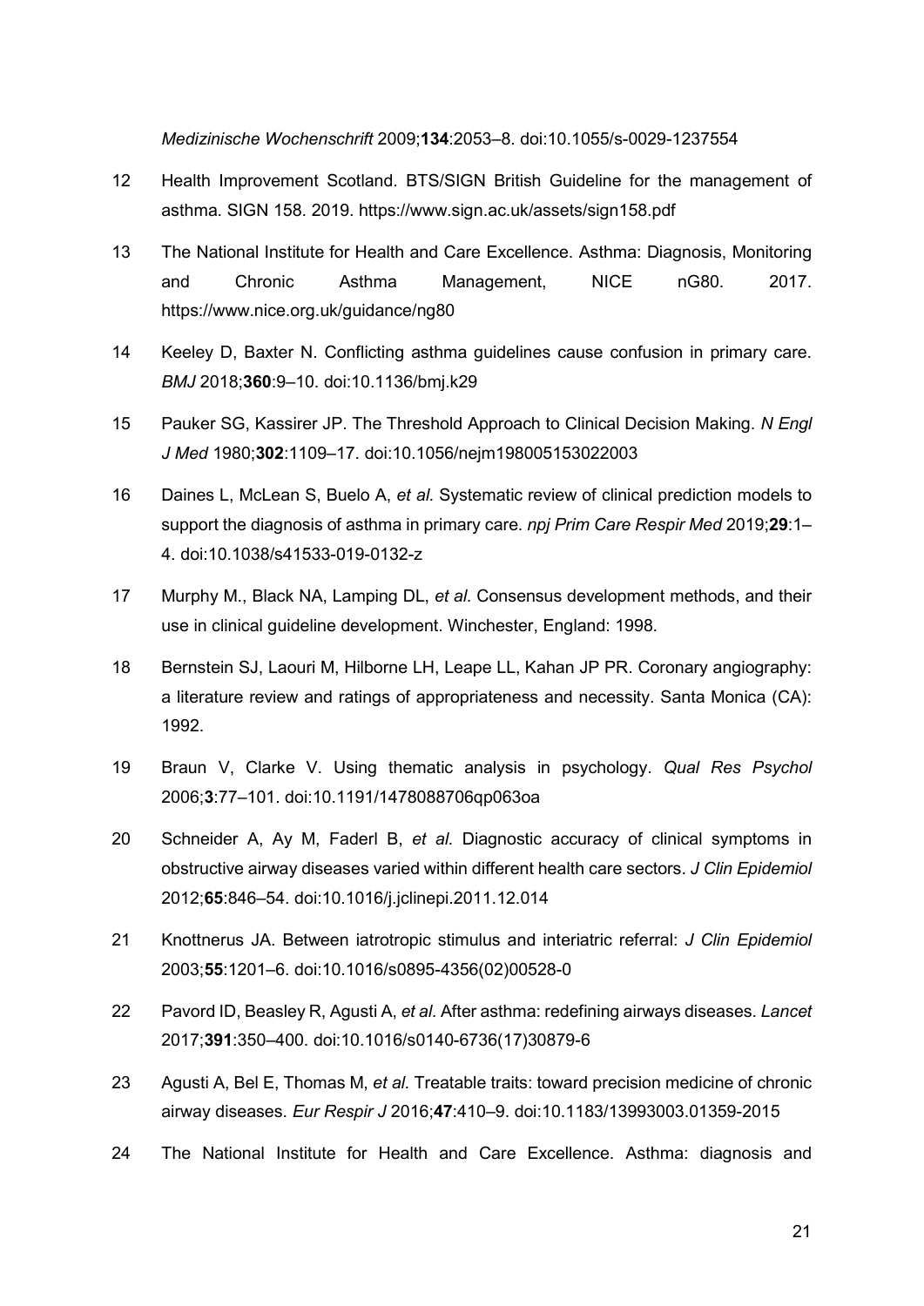*Medizinische Wochenschrift* 2009;**134**:2053–8. doi:10.1055/s-0029-1237554

12 Health Improvement Scotland. BTS/SIGN British Guideline for the management of asthma. SIGN 158. 2019. https://www.sign.ac.uk/assets/sign158.pdf

13 The National Institute for Health and Care Excellence. Asthma: Diagnosis, Monitoring and Chronic Asthma Management, NICE nG80. 2017. https://www.nice.org.uk/guidance/ng80

14 Keeley D, Baxter N. Conflicting asthma guidelines cause confusion in primary care. *BMJ* 2018;**360**:9–10. doi:10.1136/bmj.k29

15 Pauker SG, Kassirer JP. The Threshold Approach to Clinical Decision Making. *N Engl J Med* 1980;**302**:1109–17. doi:10.1056/nejm198005153022003

16 Daines L, McLean S, Buelo A, *et al.* Systematic review of clinical prediction models to support the diagnosis of asthma in primary care. *npj Prim Care Respir Med* 2019;**29**:1–4. doi:10.1038/s41533-019-0132-z

17 Murphy M., Black NA, Lamping DL, *et al.* Consensus development methods, and their use in clinical guideline development. Winchester, England: 1998.

18 Bernstein SJ, Laouri M, Hilborne LH, Leape LL, Kahan JP PR. Coronary angiography: a literature review and ratings of appropriateness and necessity. Santa Monica (CA): 1992.

19 Braun V, Clarke V. Using thematic analysis in psychology. *Qual Res Psychol* 2006;**3**:77–101. doi:10.1191/1478088706qp063oa

20 Schneider A, Ay M, Faderl B, *et al.* Diagnostic accuracy of clinical symptoms in obstructive airway diseases varied within different health care sectors. *J Clin Epidemiol* 2012;**65**:846–54. doi:10.1016/j.jclinepi.2011.12.014

21 Knottnerus JA. Between iatrotropic stimulus and interiatric referral: *J Clin Epidemiol* 2003;**55**:1201–6. doi:10.1016/s0895-4356(02)00528-0

22 Pavord ID, Beasley R, Agusti A, *et al.* After asthma: redefining airways diseases. *Lancet* 2017;**391**:350–400. doi:10.1016/s0140-6736(17)30879-6

23 Agusti A, Bel E, Thomas M, *et al.* Treatable traits: toward precision medicine of chronic airway diseases. *Eur Respir J* 2016;**47**:410–9. doi:10.1183/13993003.01359-2015

24 The National Institute for Health and Care Excellence. Asthma: diagnosis and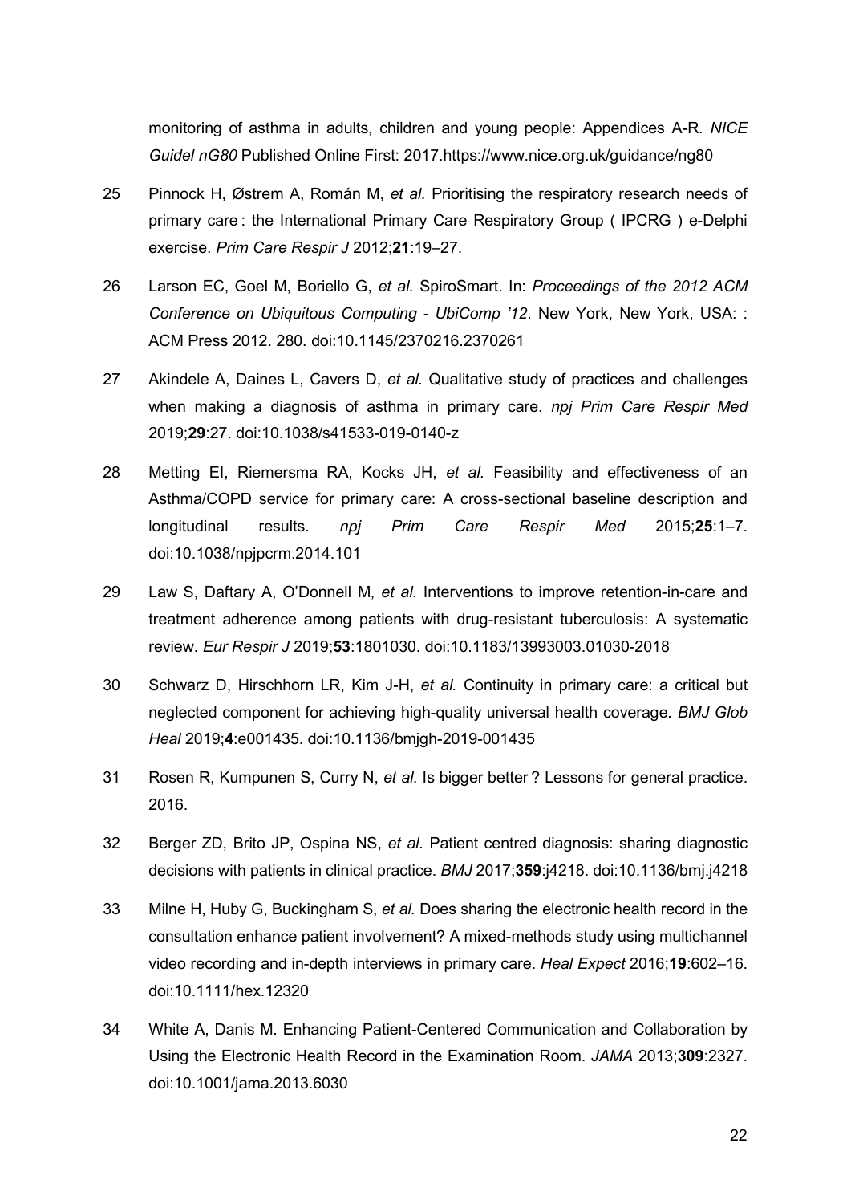monitoring of asthma in adults, children and young people: Appendices A-R. *NICE Guidel nG80* Published Online First: 2017.https://www.nice.org.uk/guidance/ng80

25 Pinnock H, Østrem A, Román M, *et al.* Prioritising the respiratory research needs of primary care : the International Primary Care Respiratory Group ( IPCRG ) e-Delphi exercise. *Prim Care Respir J* 2012;**21**:19–27.

26 Larson EC, Goel M, Boriello G, *et al.* SpiroSmart. In: *Proceedings of the 2012 ACM Conference on Ubiquitous Computing - UbiComp '12*. New York, New York, USA: : ACM Press 2012. 280. doi:10.1145/2370216.2370261

27 Akindele A, Daines L, Cavers D, *et al.* Qualitative study of practices and challenges when making a diagnosis of asthma in primary care. *npj Prim Care Respir Med* 2019;**29**:27. doi:10.1038/s41533-019-0140-z

28 Metting EI, Riemersma RA, Kocks JH, *et al.* Feasibility and effectiveness of an Asthma/COPD service for primary care: A cross-sectional baseline description and longitudinal results. *npj Prim Care Respir Med* 2015;**25**:1–7. doi:10.1038/npjpcrm.2014.101

29 Law S, Daftary A, O'Donnell M, *et al.* Interventions to improve retention-in-care and treatment adherence among patients with drug-resistant tuberculosis: A systematic review. *Eur Respir J* 2019;**53**:1801030. doi:10.1183/13993003.01030-2018

30 Schwarz D, Hirschhorn LR, Kim J-H, *et al.* Continuity in primary care: a critical but neglected component for achieving high-quality universal health coverage. *BMJ Glob Heal* 2019;**4**:e001435. doi:10.1136/bmjgh-2019-001435

31 Rosen R, Kumpunen S, Curry N, *et al.* Is bigger better ? Lessons for general practice. 2016.

32 Berger ZD, Brito JP, Ospina NS, *et al.* Patient centred diagnosis: sharing diagnostic decisions with patients in clinical practice. *BMJ* 2017;**359**:j4218. doi:10.1136/bmj.j4218

33 Milne H, Huby G, Buckingham S, *et al.* Does sharing the electronic health record in the consultation enhance patient involvement? A mixed-methods study using multichannel video recording and in-depth interviews in primary care. *Heal Expect* 2016;**19**:602–16. doi:10.1111/hex.12320

34 White A, Danis M. Enhancing Patient-Centered Communication and Collaboration by Using the Electronic Health Record in the Examination Room. *JAMA* 2013;**309**:2327. doi:10.1001/jama.2013.6030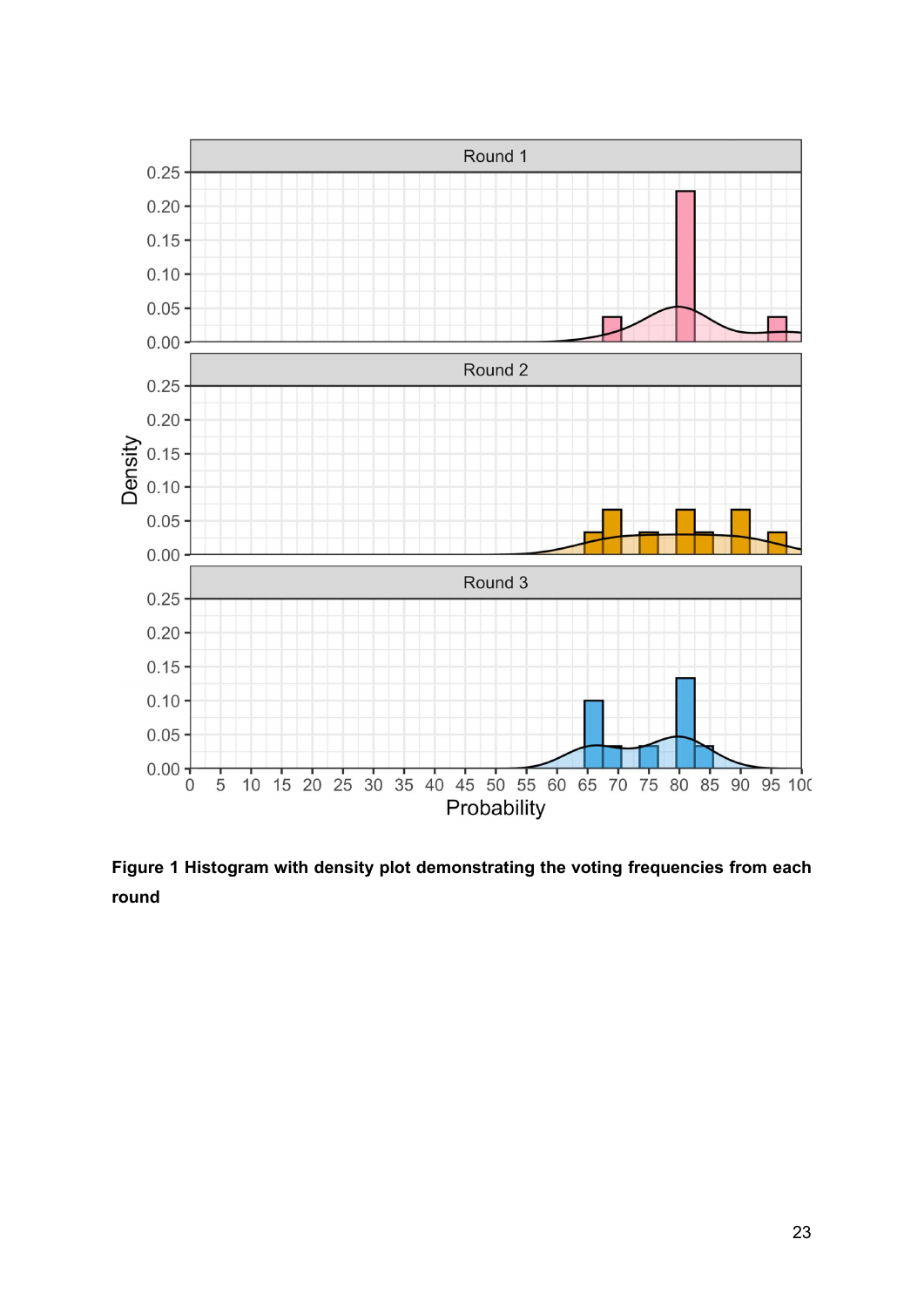Round 1

Round 2

Round 3

Density

0.00
0.05
0.10
0.15
0.20
0.25

0 5 10 15 20 25 30 35 40 45 50 55 60 65 70 75 80 85 90 95 100

Probability

**Figure 1 Histogram with density plot demonstrating the voting frequencies from each round**